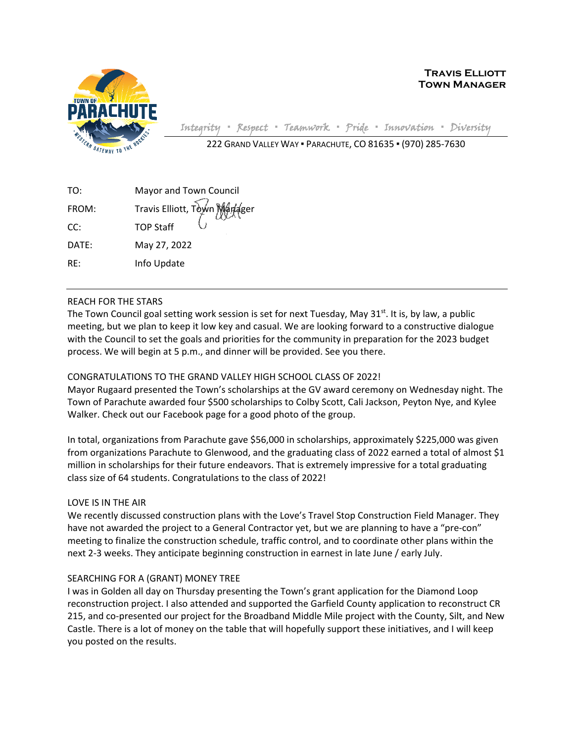**Travis Elliott**
**Town Manager**

*Integrity ▪ Respect ▪ Teamwork ▪ Pride ▪ Innovation ▪ Diversity*

222 Grand Valley Way ▪ Parachute, CO 81635 ▪ (970) 285-7630

| | |
|---|---|
| TO: | Mayor and Town Council |
| FROM: | Travis Elliott, Town Manager |
| CC: | TOP Staff |
| DATE: | May 27, 2022 |
| RE: | Info Update |

---

REACH FOR THE STARS

The Town Council goal setting work session is set for next Tuesday, May 31st. It is, by law, a public meeting, but we plan to keep it low key and casual. We are looking forward to a constructive dialogue with the Council to set the goals and priorities for the community in preparation for the 2023 budget process. We will begin at 5 p.m., and dinner will be provided. See you there.

CONGRATULATIONS TO THE GRAND VALLEY HIGH SCHOOL CLASS OF 2022!

Mayor Rugaard presented the Town's scholarships at the GV award ceremony on Wednesday night. The Town of Parachute awarded four $500 scholarships to Colby Scott, Cali Jackson, Peyton Nye, and Kylee Walker. Check out our Facebook page for a good photo of the group.

In total, organizations from Parachute gave $56,000 in scholarships, approximately $225,000 was given from organizations Parachute to Glenwood, and the graduating class of 2022 earned a total of almost $1 million in scholarships for their future endeavors. That is extremely impressive for a total graduating class size of 64 students. Congratulations to the class of 2022!

LOVE IS IN THE AIR

We recently discussed construction plans with the Love's Travel Stop Construction Field Manager. They have not awarded the project to a General Contractor yet, but we are planning to have a "pre-con" meeting to finalize the construction schedule, traffic control, and to coordinate other plans within the next 2-3 weeks. They anticipate beginning construction in earnest in late June / early July.

SEARCHING FOR A (GRANT) MONEY TREE

I was in Golden all day on Thursday presenting the Town's grant application for the Diamond Loop reconstruction project. I also attended and supported the Garfield County application to reconstruct CR 215, and co-presented our project for the Broadband Middle Mile project with the County, Silt, and New Castle. There is a lot of money on the table that will hopefully support these initiatives, and I will keep you posted on the results.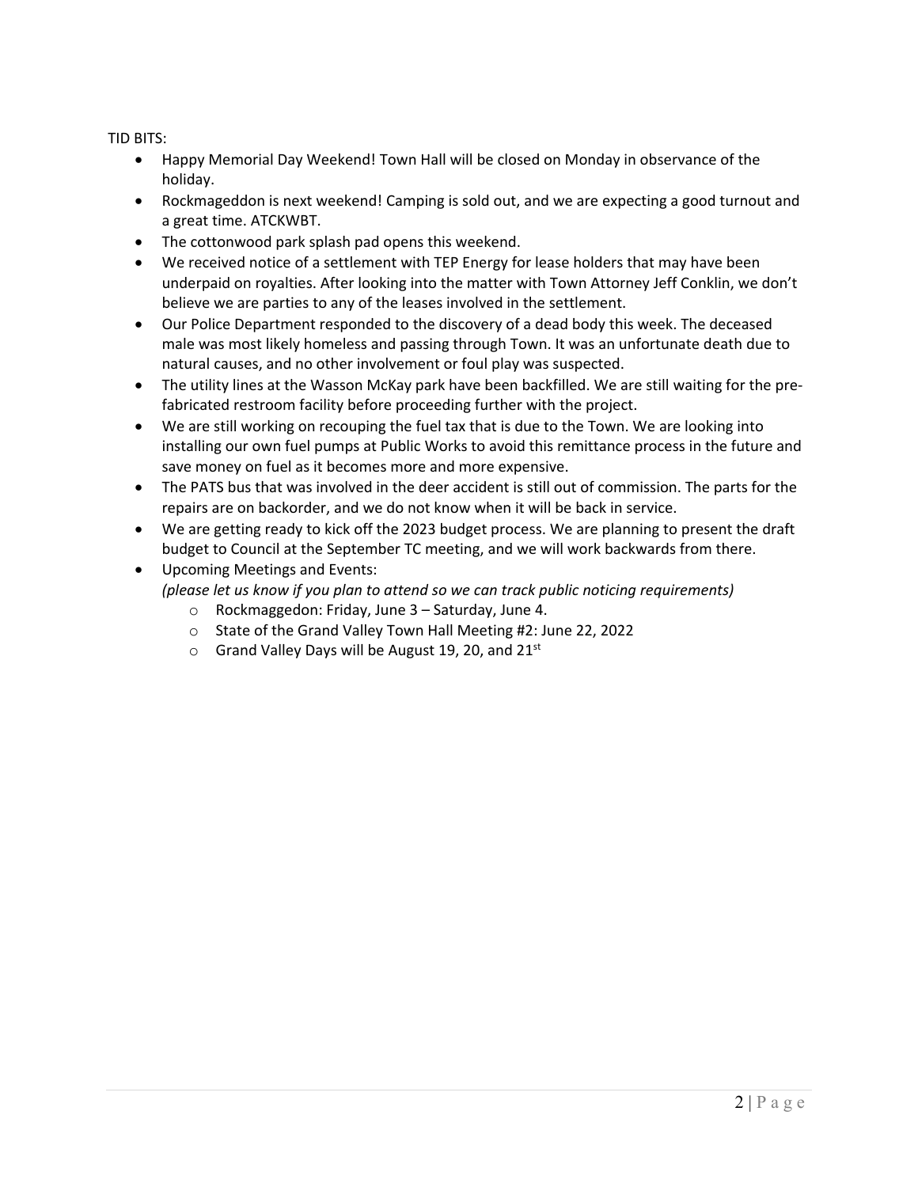TID BITS:

- Happy Memorial Day Weekend! Town Hall will be closed on Monday in observance of the holiday.
- Rockmageddon is next weekend! Camping is sold out, and we are expecting a good turnout and a great time. ATCKWBT.
- The cottonwood park splash pad opens this weekend.
- We received notice of a settlement with TEP Energy for lease holders that may have been underpaid on royalties. After looking into the matter with Town Attorney Jeff Conklin, we don't believe we are parties to any of the leases involved in the settlement.
- Our Police Department responded to the discovery of a dead body this week. The deceased male was most likely homeless and passing through Town. It was an unfortunate death due to natural causes, and no other involvement or foul play was suspected.
- The utility lines at the Wasson McKay park have been backfilled. We are still waiting for the pre-fabricated restroom facility before proceeding further with the project.
- We are still working on recouping the fuel tax that is due to the Town. We are looking into installing our own fuel pumps at Public Works to avoid this remittance process in the future and save money on fuel as it becomes more and more expensive.
- The PATS bus that was involved in the deer accident is still out of commission. The parts for the repairs are on backorder, and we do not know when it will be back in service.
- We are getting ready to kick off the 2023 budget process. We are planning to present the draft budget to Council at the September TC meeting, and we will work backwards from there.
- Upcoming Meetings and Events:
  *(please let us know if you plan to attend so we can track public noticing requirements)*
  - Rockmaggedon: Friday, June 3 – Saturday, June 4.
  - State of the Grand Valley Town Hall Meeting #2: June 22, 2022
  - Grand Valley Days will be August 19, 20, and 21st